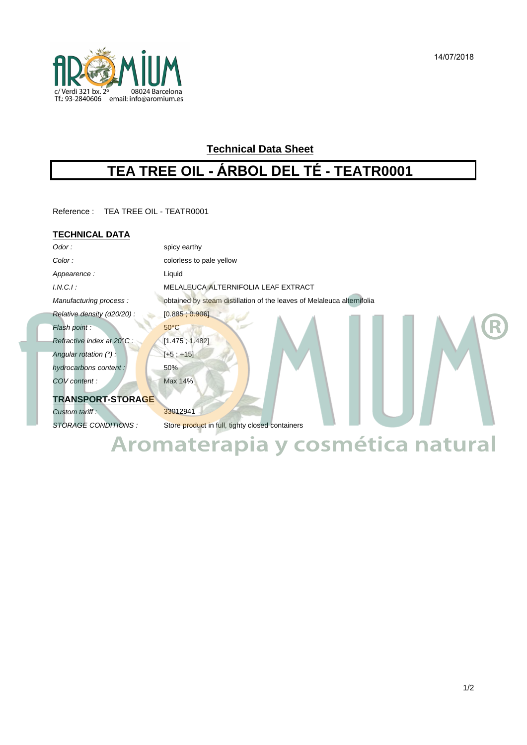c/ Verdi 321 bx. 2º 08024 Barcelona
Tf.: 93-2840606 email: info@aromium.es

14/07/2018

## Technical Data Sheet

# TEA TREE OIL - ÁRBOL DEL TÉ - TEATR0001

Reference : TEA TREE OIL - TEATR0001

### TECHNICAL DATA

| | |
|---|---|
| *Odor :* | spicy earthy |
| *Color :* | colorless to pale yellow |
| *Appearence :* | Liquid |
| *I.N.C.I :* | MELALEUCA ALTERNIFOLIA LEAF EXTRACT |
| *Manufacturing process :* | obtained by steam distillation of the leaves of Melaleuca alternifolia |
| *Relative density (d20/20) :* | [0.885 ; 0.906] |
| *Flash point :* | 50°C |
| *Refractive index at 20°C :* | [1.475 ; 1.482] |
| *Angular rotation (°) :* | [+5 ; +15] |
| *hydrocarbons content :* | 50% |
| *COV content :* | Max 14% |

### TRANSPORT-STORAGE

| | |
|---|---|
| *Custom tariff :* | 33012941 |
| *STORAGE CONDITIONS :* | Store product in full, tighty closed containers |

Aromaterapia y cosmética natural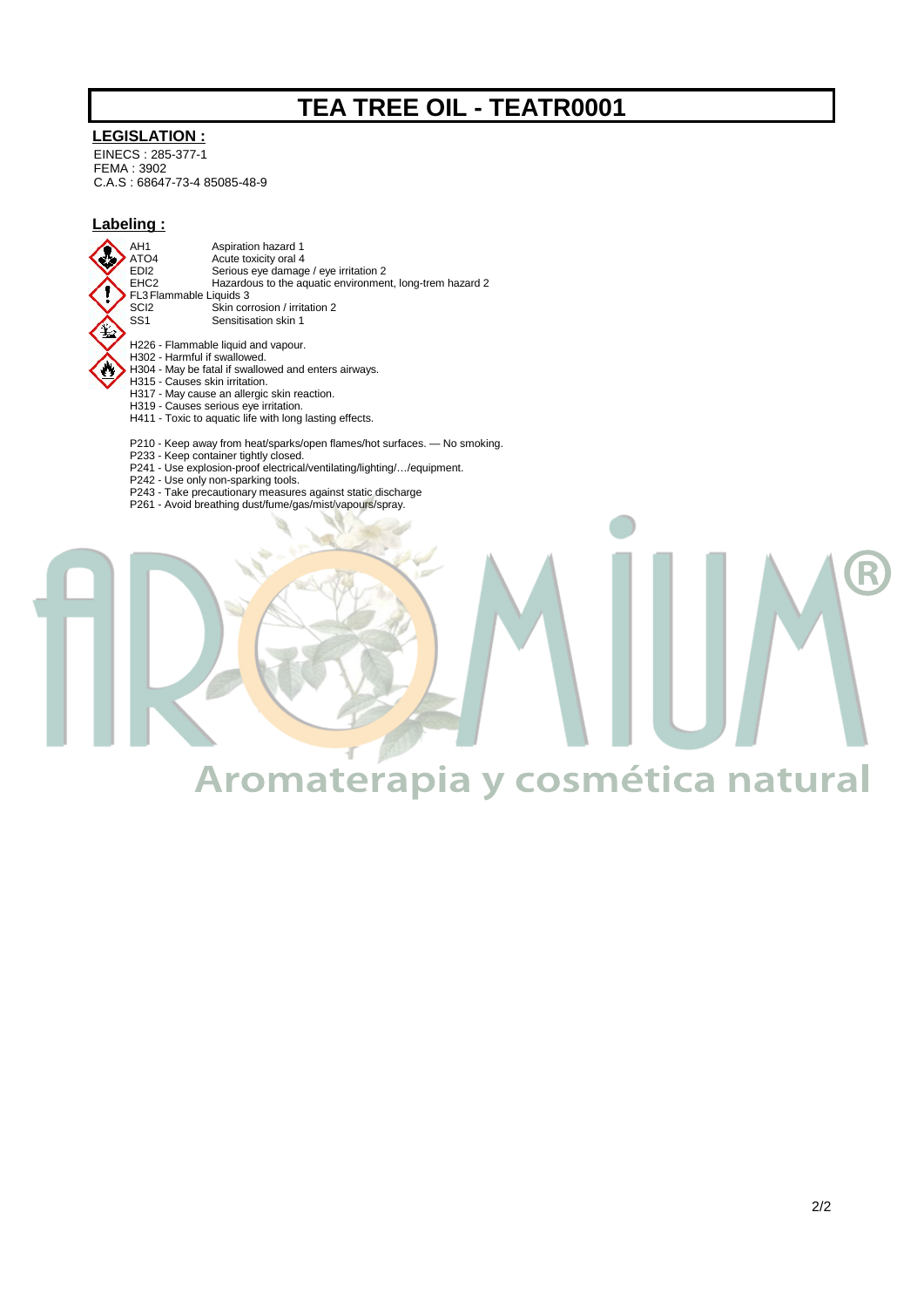# TEA TREE OIL - TEATR0001

**LEGISLATION :**

EINECS : 285-377-1
FEMA : 3902
C.A.S : 68647-73-4 85085-48-9

**Labeling :**

| | |
|---|---|
| AH1 | Aspiration hazard 1 |
| ATO4 | Acute toxicity oral 4 |
| EDI2 | Serious eye damage / eye irritation 2 |
| EHC2 | Hazardous to the aquatic environment, long-trem hazard 2 |
| FL3 | Flammable Liquids 3 |
| SCI2 | Skin corrosion / irritation 2 |
| SS1 | Sensitisation skin 1 |

H226 - Flammable liquid and vapour.
H302 - Harmful if swallowed.
H304 - May be fatal if swallowed and enters airways.
H315 - Causes skin irritation.
H317 - May cause an allergic skin reaction.
H319 - Causes serious eye irritation.
H411 - Toxic to aquatic life with long lasting effects.

P210 - Keep away from heat/sparks/open flames/hot surfaces. — No smoking.
P233 - Keep container tightly closed.
P241 - Use explosion-proof electrical/ventilating/lighting/…/equipment.
P242 - Use only non-sparking tools.
P243 - Take precautionary measures against static discharge
P261 - Avoid breathing dust/fume/gas/mist/vapours/spray.

AROMIUM®
Aromaterapia y cosmética natural